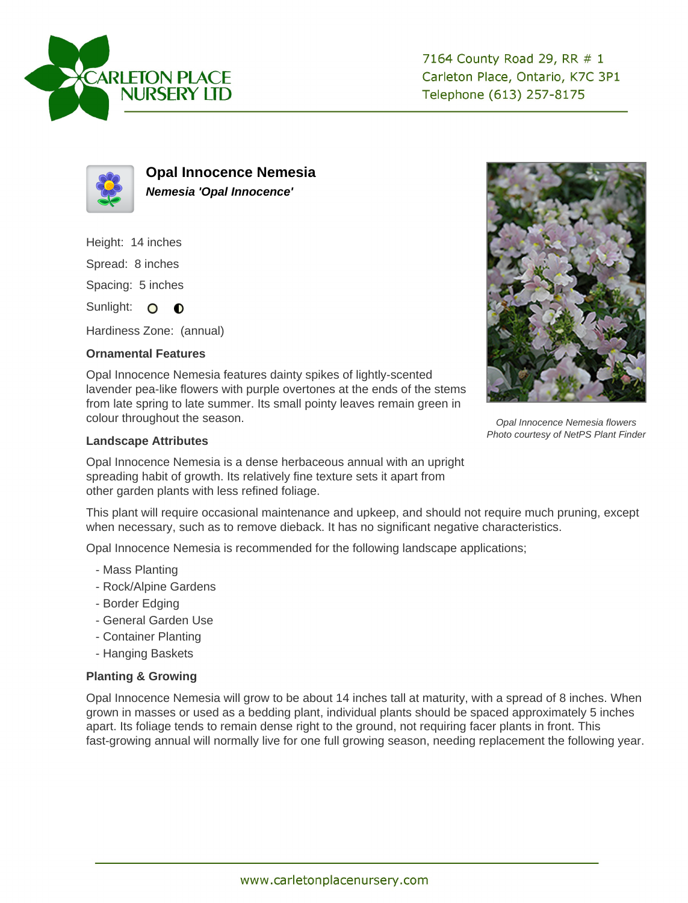CARLETON PLACE NURSERY LTD

7164 County Road 29, RR # 1
Carleton Place, Ontario, K7C 3P1
Telephone (613) 257-8175

## Opal Innocence Nemesia

***Nemesia 'Opal Innocence'***

Height: 14 inches

Spread: 8 inches

Spacing: 5 inches

Sunlight: ○ ◐

Hardiness Zone: (annual)

### Ornamental Features

Opal Innocence Nemesia features dainty spikes of lightly-scented lavender pea-like flowers with purple overtones at the ends of the stems from late spring to late summer. Its small pointy leaves remain green in colour throughout the season.

*Opal Innocence Nemesia flowers*
*Photo courtesy of NetPS Plant Finder*

### Landscape Attributes

Opal Innocence Nemesia is a dense herbaceous annual with an upright spreading habit of growth. Its relatively fine texture sets it apart from other garden plants with less refined foliage.

This plant will require occasional maintenance and upkeep, and should not require much pruning, except when necessary, such as to remove dieback. It has no significant negative characteristics.

Opal Innocence Nemesia is recommended for the following landscape applications;

- Mass Planting
- Rock/Alpine Gardens
- Border Edging
- General Garden Use
- Container Planting
- Hanging Baskets

### Planting & Growing

Opal Innocence Nemesia will grow to be about 14 inches tall at maturity, with a spread of 8 inches. When grown in masses or used as a bedding plant, individual plants should be spaced approximately 5 inches apart. Its foliage tends to remain dense right to the ground, not requiring facer plants in front. This fast-growing annual will normally live for one full growing season, needing replacement the following year.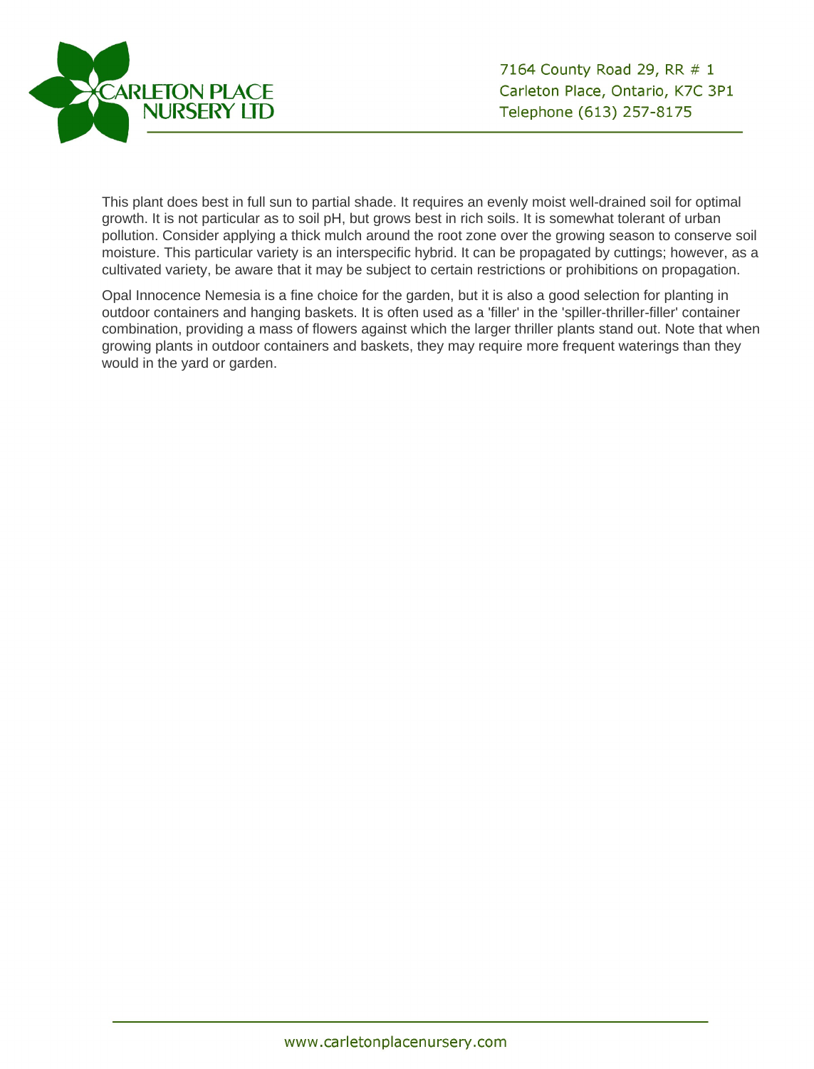This plant does best in full sun to partial shade. It requires an evenly moist well-drained soil for optimal growth. It is not particular as to soil pH, but grows best in rich soils. It is somewhat tolerant of urban pollution. Consider applying a thick mulch around the root zone over the growing season to conserve soil moisture. This particular variety is an interspecific hybrid. It can be propagated by cuttings; however, as a cultivated variety, be aware that it may be subject to certain restrictions or prohibitions on propagation.

Opal Innocence Nemesia is a fine choice for the garden, but it is also a good selection for planting in outdoor containers and hanging baskets. It is often used as a 'filler' in the 'spiller-thriller-filler' container combination, providing a mass of flowers against which the larger thriller plants stand out. Note that when growing plants in outdoor containers and baskets, they may require more frequent waterings than they would in the yard or garden.